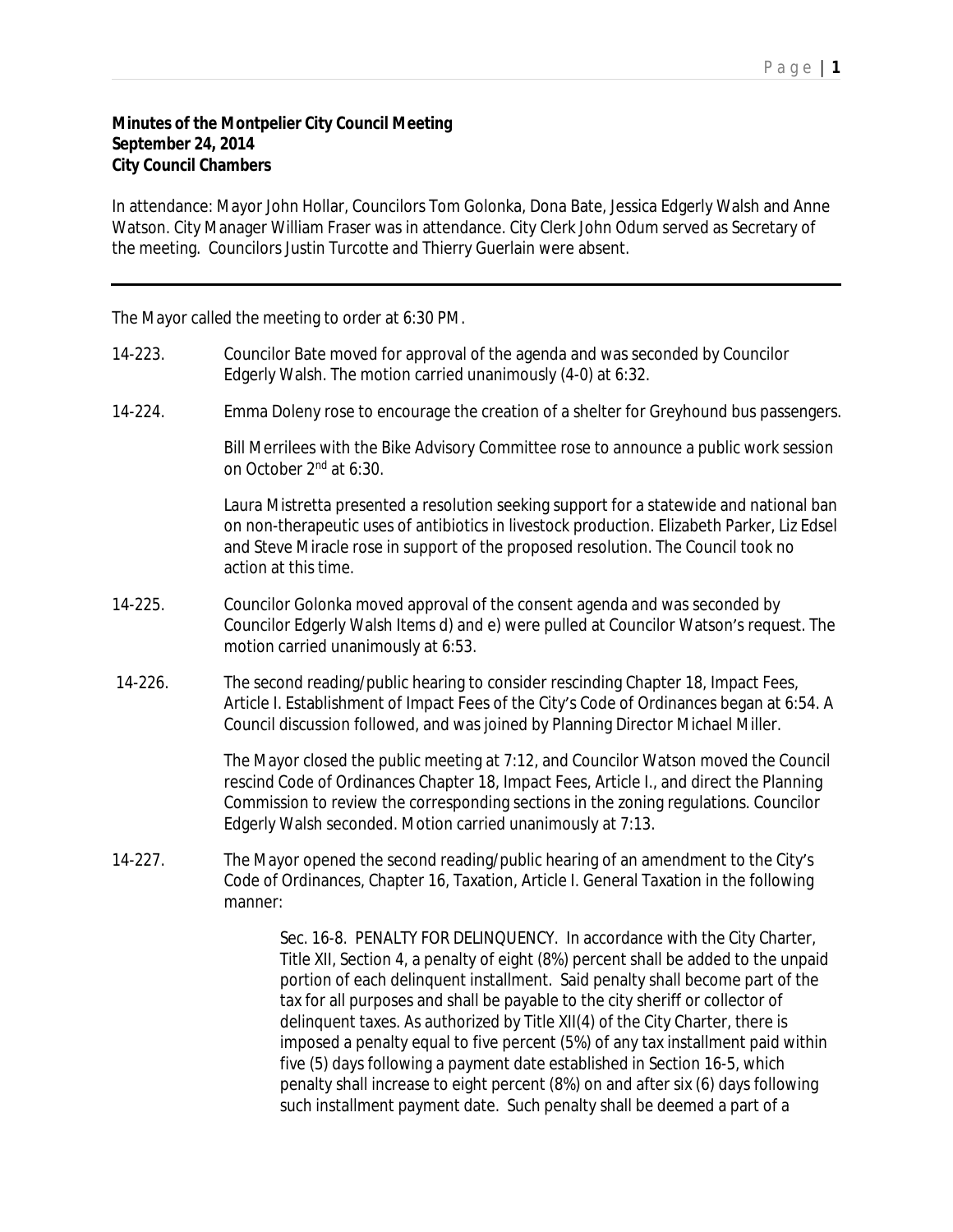**Minutes of the Montpelier City Council Meeting**
**September 24, 2014**
**City Council Chambers**

In attendance: Mayor John Hollar, Councilors Tom Golonka, Dona Bate, Jessica Edgerly Walsh and Anne Watson. City Manager William Fraser was in attendance. City Clerk John Odum served as Secretary of the meeting. Councilors Justin Turcotte and Thierry Guerlain were absent.

---

The Mayor called the meeting to order at 6:30 PM.

14-223. Councilor Bate moved for approval of the agenda and was seconded by Councilor Edgerly Walsh. The motion carried unanimously (4-0) at 6:32.

14-224. Emma Doleny rose to encourage the creation of a shelter for Greyhound bus passengers.

Bill Merrilees with the Bike Advisory Committee rose to announce a public work session on October 2nd at 6:30.

Laura Mistretta presented a resolution seeking support for a statewide and national ban on non-therapeutic uses of antibiotics in livestock production. Elizabeth Parker, Liz Edsel and Steve Miracle rose in support of the proposed resolution. The Council took no action at this time.

14-225. Councilor Golonka moved approval of the consent agenda and was seconded by Councilor Edgerly Walsh Items d) and e) were pulled at Councilor Watson's request. The motion carried unanimously at 6:53.

14-226. The second reading/public hearing to consider rescinding Chapter 18, Impact Fees, Article I. Establishment of Impact Fees of the City's Code of Ordinances began at 6:54. A Council discussion followed, and was joined by Planning Director Michael Miller.

The Mayor closed the public meeting at 7:12, and Councilor Watson moved the Council rescind Code of Ordinances Chapter 18, Impact Fees, Article I., and direct the Planning Commission to review the corresponding sections in the zoning regulations. Councilor Edgerly Walsh seconded. Motion carried unanimously at 7:13.

14-227. The Mayor opened the second reading/public hearing of an amendment to the City's Code of Ordinances, Chapter 16, Taxation, Article I. General Taxation in the following manner:

> Sec. 16-8. PENALTY FOR DELINQUENCY. In accordance with the City Charter, Title XII, Section 4, a penalty of eight (8%) percent shall be added to the unpaid portion of each delinquent installment. Said penalty shall become part of the tax for all purposes and shall be payable to the city sheriff or collector of delinquent taxes. As authorized by Title XII(4) of the City Charter, there is imposed a penalty equal to five percent (5%) of any tax installment paid within five (5) days following a payment date established in Section 16-5, which penalty shall increase to eight percent (8%) on and after six (6) days following such installment payment date. Such penalty shall be deemed a part of a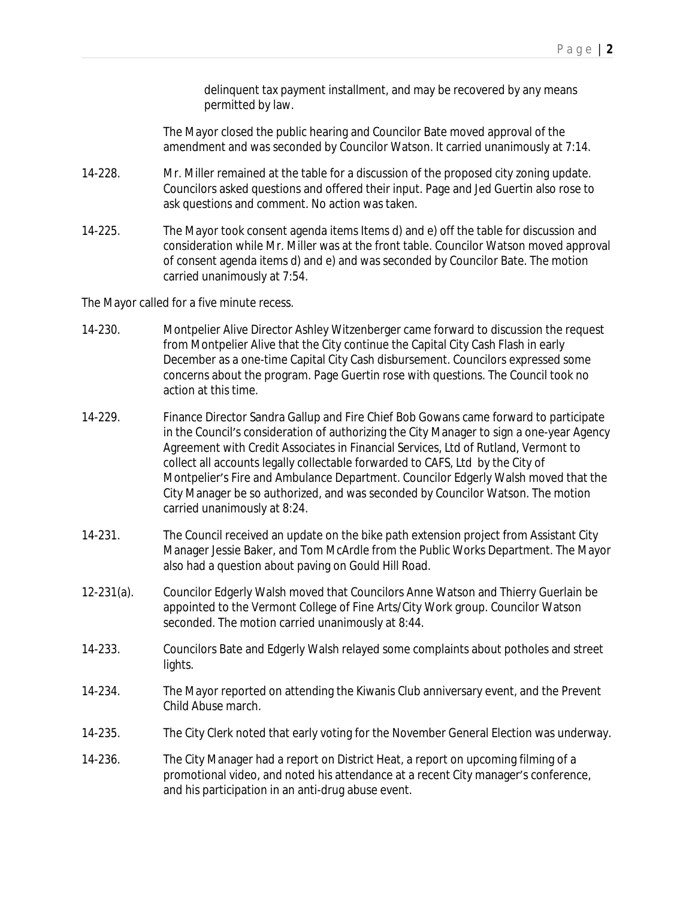delinquent tax payment installment, and may be recovered by any means permitted by law.

The Mayor closed the public hearing and Councilor Bate moved approval of the amendment and was seconded by Councilor Watson. It carried unanimously at 7:14.

14-228. Mr. Miller remained at the table for a discussion of the proposed city zoning update. Councilors asked questions and offered their input. Page and Jed Guertin also rose to ask questions and comment. No action was taken.

14-225. The Mayor took consent agenda items Items d) and e) off the table for discussion and consideration while Mr. Miller was at the front table. Councilor Watson moved approval of consent agenda items d) and e) and was seconded by Councilor Bate. The motion carried unanimously at 7:54.

The Mayor called for a five minute recess.

14-230. Montpelier Alive Director Ashley Witzenberger came forward to discussion the request from Montpelier Alive that the City continue the Capital City Cash Flash in early December as a one-time Capital City Cash disbursement. Councilors expressed some concerns about the program. Page Guertin rose with questions. The Council took no action at this time.

14-229. Finance Director Sandra Gallup and Fire Chief Bob Gowans came forward to participate in the Council's consideration of authorizing the City Manager to sign a one-year Agency Agreement with Credit Associates in Financial Services, Ltd of Rutland, Vermont to collect all accounts legally collectable forwarded to CAFS, Ltd by the City of Montpelier's Fire and Ambulance Department. Councilor Edgerly Walsh moved that the City Manager be so authorized, and was seconded by Councilor Watson. The motion carried unanimously at 8:24.

14-231. The Council received an update on the bike path extension project from Assistant City Manager Jessie Baker, and Tom McArdle from the Public Works Department. The Mayor also had a question about paving on Gould Hill Road.

12-231(a). Councilor Edgerly Walsh moved that Councilors Anne Watson and Thierry Guerlain be appointed to the Vermont College of Fine Arts/City Work group. Councilor Watson seconded. The motion carried unanimously at 8:44.

14-233. Councilors Bate and Edgerly Walsh relayed some complaints about potholes and street lights.

14-234. The Mayor reported on attending the Kiwanis Club anniversary event, and the Prevent Child Abuse march.

14-235. The City Clerk noted that early voting for the November General Election was underway.

14-236. The City Manager had a report on District Heat, a report on upcoming filming of a promotional video, and noted his attendance at a recent City manager's conference, and his participation in an anti-drug abuse event.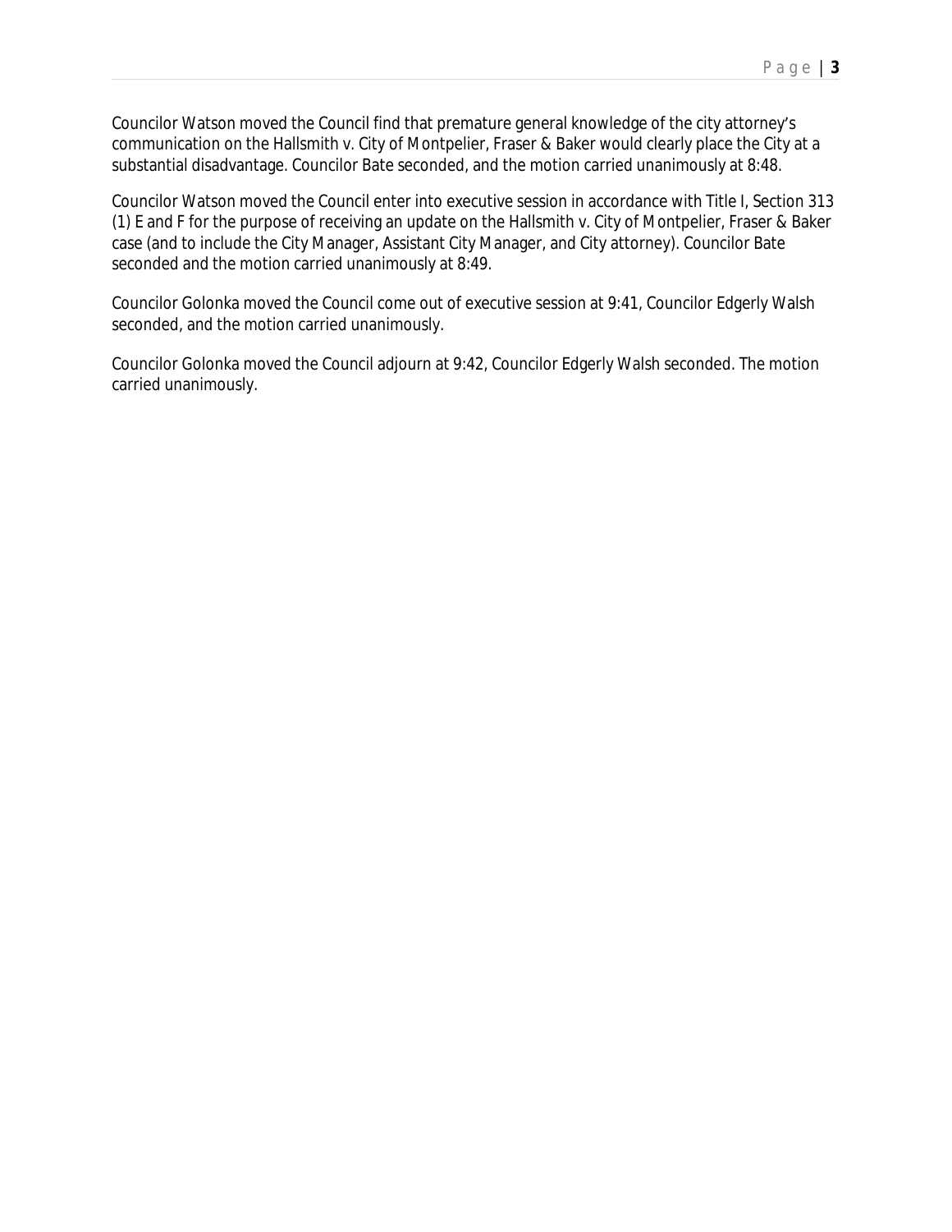Councilor Watson moved the Council find that premature general knowledge of the city attorney's communication on the Hallsmith v. City of Montpelier, Fraser & Baker would clearly place the City at a substantial disadvantage. Councilor Bate seconded, and the motion carried unanimously at 8:48.

Councilor Watson moved the Council enter into executive session in accordance with Title I, Section 313 (1) E and F for the purpose of receiving an update on the Hallsmith v. City of Montpelier, Fraser & Baker case (and to include the City Manager, Assistant City Manager, and City attorney). Councilor Bate seconded and the motion carried unanimously at 8:49.

Councilor Golonka moved the Council come out of executive session at 9:41, Councilor Edgerly Walsh seconded, and the motion carried unanimously.

Councilor Golonka moved the Council adjourn at 9:42, Councilor Edgerly Walsh seconded. The motion carried unanimously.